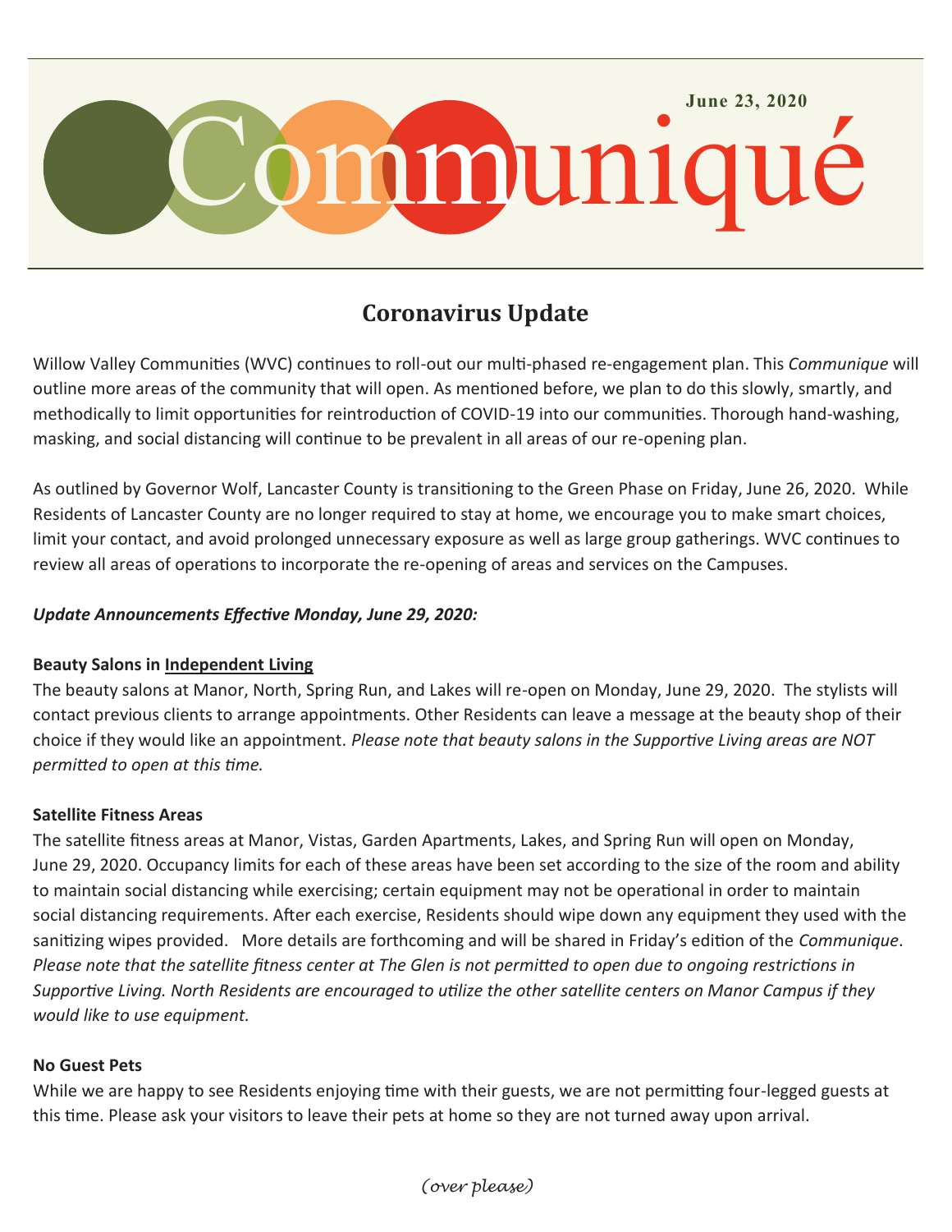# Communiqué

June 23, 2020

## Coronavirus Update

Willow Valley Communities (WVC) continues to roll-out our multi-phased re-engagement plan. This *Communique* will outline more areas of the community that will open. As mentioned before, we plan to do this slowly, smartly, and methodically to limit opportunities for reintroduction of COVID-19 into our communities. Thorough hand-washing, masking, and social distancing will continue to be prevalent in all areas of our re-opening plan.

As outlined by Governor Wolf, Lancaster County is transitioning to the Green Phase on Friday, June 26, 2020. While Residents of Lancaster County are no longer required to stay at home, we encourage you to make smart choices, limit your contact, and avoid prolonged unnecessary exposure as well as large group gatherings. WVC continues to review all areas of operations to incorporate the re-opening of areas and services on the Campuses.

***Update Announcements Effective Monday, June 29, 2020:***

**Beauty Salons in Independent Living**

The beauty salons at Manor, North, Spring Run, and Lakes will re-open on Monday, June 29, 2020. The stylists will contact previous clients to arrange appointments. Other Residents can leave a message at the beauty shop of their choice if they would like an appointment. *Please note that beauty salons in the Supportive Living areas are NOT permitted to open at this time.*

**Satellite Fitness Areas**

The satellite fitness areas at Manor, Vistas, Garden Apartments, Lakes, and Spring Run will open on Monday, June 29, 2020. Occupancy limits for each of these areas have been set according to the size of the room and ability to maintain social distancing while exercising; certain equipment may not be operational in order to maintain social distancing requirements. After each exercise, Residents should wipe down any equipment they used with the sanitizing wipes provided. More details are forthcoming and will be shared in Friday's edition of the *Communique*. *Please note that the satellite fitness center at The Glen is not permitted to open due to ongoing restrictions in Supportive Living. North Residents are encouraged to utilize the other satellite centers on Manor Campus if they would like to use equipment.*

**No Guest Pets**

While we are happy to see Residents enjoying time with their guests, we are not permitting four-legged guests at this time. Please ask your visitors to leave their pets at home so they are not turned away upon arrival.

*(over please)*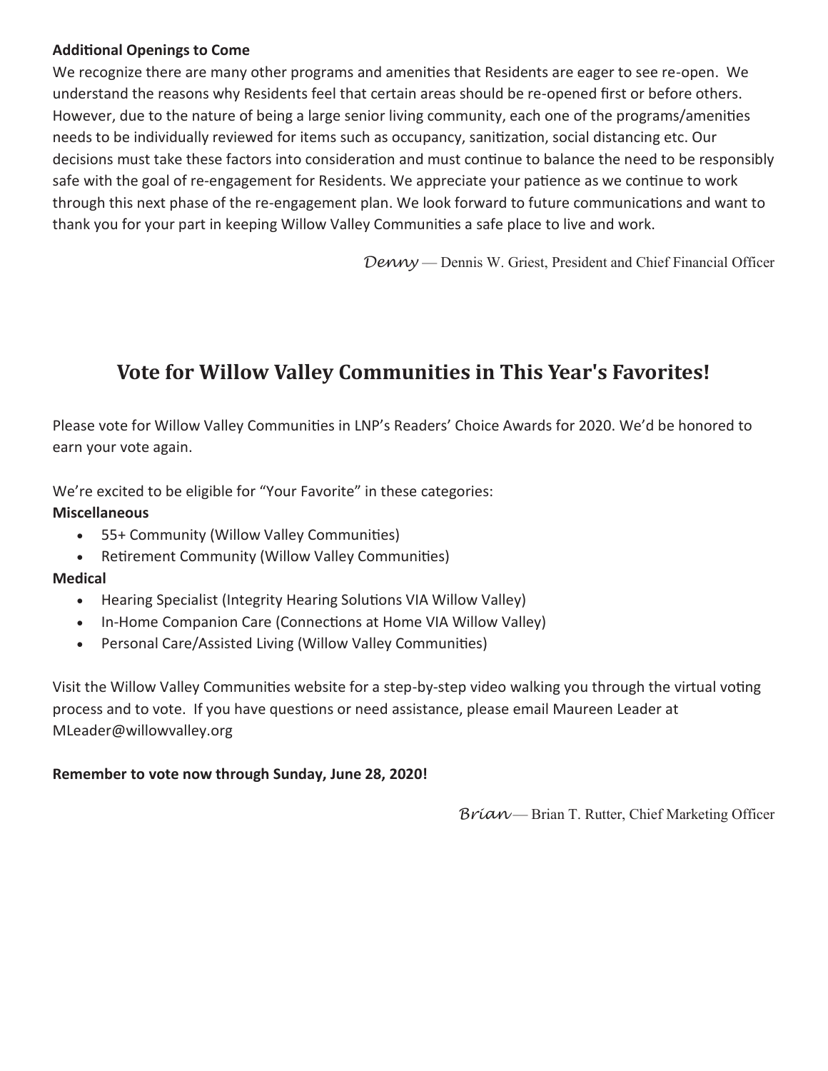**Additional Openings to Come**

We recognize there are many other programs and amenities that Residents are eager to see re-open. We understand the reasons why Residents feel that certain areas should be re-opened first or before others. However, due to the nature of being a large senior living community, each one of the programs/amenities needs to be individually reviewed for items such as occupancy, sanitization, social distancing etc. Our decisions must take these factors into consideration and must continue to balance the need to be responsibly safe with the goal of re-engagement for Residents. We appreciate your patience as we continue to work through this next phase of the re-engagement plan. We look forward to future communications and want to thank you for your part in keeping Willow Valley Communities a safe place to live and work.

*Denny* — Dennis W. Griest, President and Chief Financial Officer

## Vote for Willow Valley Communities in This Year's Favorites!

Please vote for Willow Valley Communities in LNP's Readers' Choice Awards for 2020. We'd be honored to earn your vote again.

We're excited to be eligible for "Your Favorite" in these categories:

**Miscellaneous**

- 55+ Community (Willow Valley Communities)
- Retirement Community (Willow Valley Communities)

**Medical**

- Hearing Specialist (Integrity Hearing Solutions VIA Willow Valley)
- In-Home Companion Care (Connections at Home VIA Willow Valley)
- Personal Care/Assisted Living (Willow Valley Communities)

Visit the Willow Valley Communities website for a step-by-step video walking you through the virtual voting process and to vote. If you have questions or need assistance, please email Maureen Leader at MLeader@willowvalley.org

**Remember to vote now through Sunday, June 28, 2020!**

*Brian* — Brian T. Rutter, Chief Marketing Officer